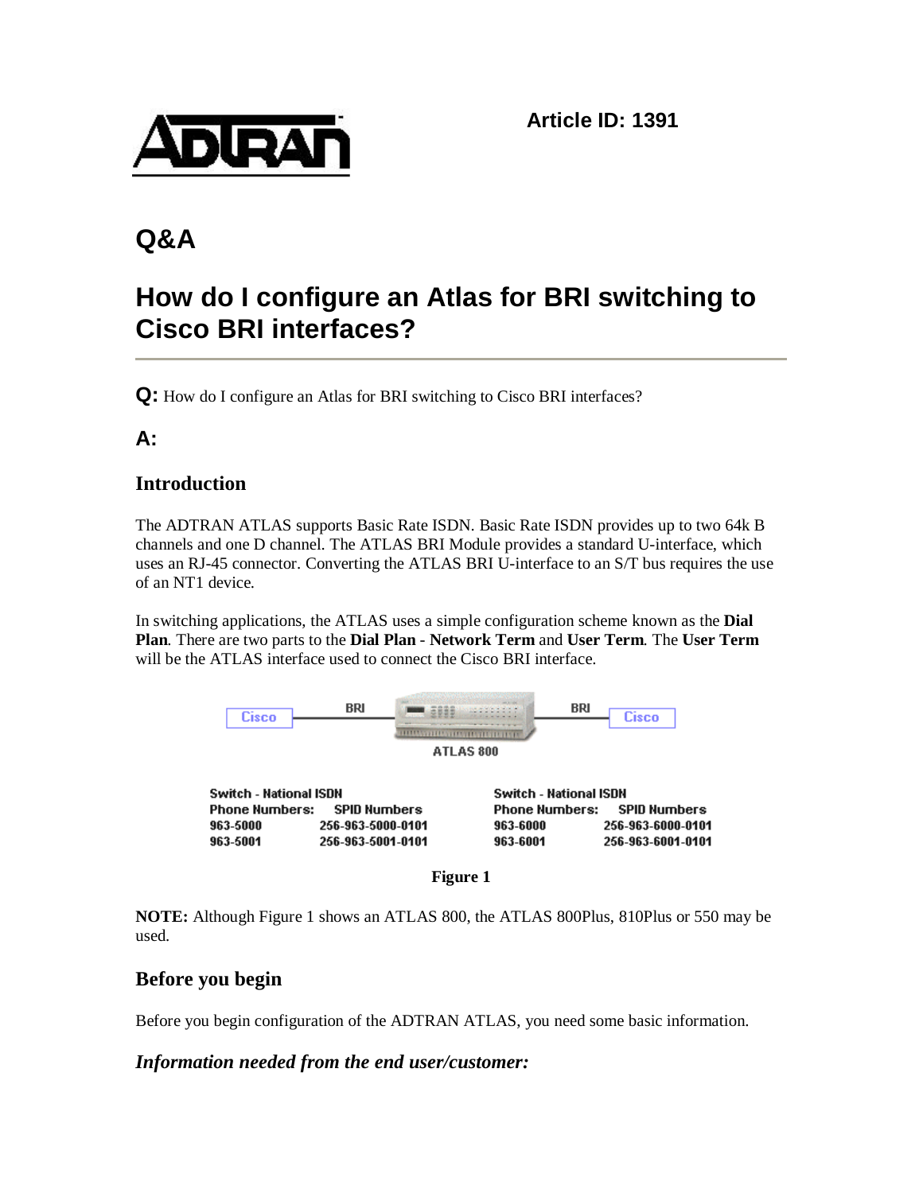Article ID: 1391

# Q&A

# How do I configure an Atlas for BRI switching to Cisco BRI interfaces?

**Q:** How do I configure an Atlas for BRI switching to Cisco BRI interfaces?

**A:**

## Introduction

The ADTRAN ATLAS supports Basic Rate ISDN. Basic Rate ISDN provides up to two 64k B channels and one D channel. The ATLAS BRI Module provides a standard U-interface, which uses an RJ-45 connector. Converting the ATLAS BRI U-interface to an S/T bus requires the use of an NT1 device.

In switching applications, the ATLAS uses a simple configuration scheme known as the **Dial Plan**. There are two parts to the **Dial Plan** - **Network Term** and **User Term**. The **User Term** will be the ATLAS interface used to connect the Cisco BRI interface.

Cisco — BRI — ATLAS 800 — BRI — Cisco

| Switch - National ISDN | |
|---|---|
| **Phone Numbers:** | **SPID Numbers** |
| 963-5000 | 256-963-5000-0101 |
| 963-5001 | 256-963-5001-0101 |

| Switch - National ISDN | |
|---|---|
| **Phone Numbers:** | **SPID Numbers** |
| 963-6000 | 256-963-6000-0101 |
| 963-6001 | 256-963-6001-0101 |

**Figure 1**

**NOTE:** Although Figure 1 shows an ATLAS 800, the ATLAS 800Plus, 810Plus or 550 may be used.

## Before you begin

Before you begin configuration of the ADTRAN ATLAS, you need some basic information.

### *Information needed from the end user/customer:*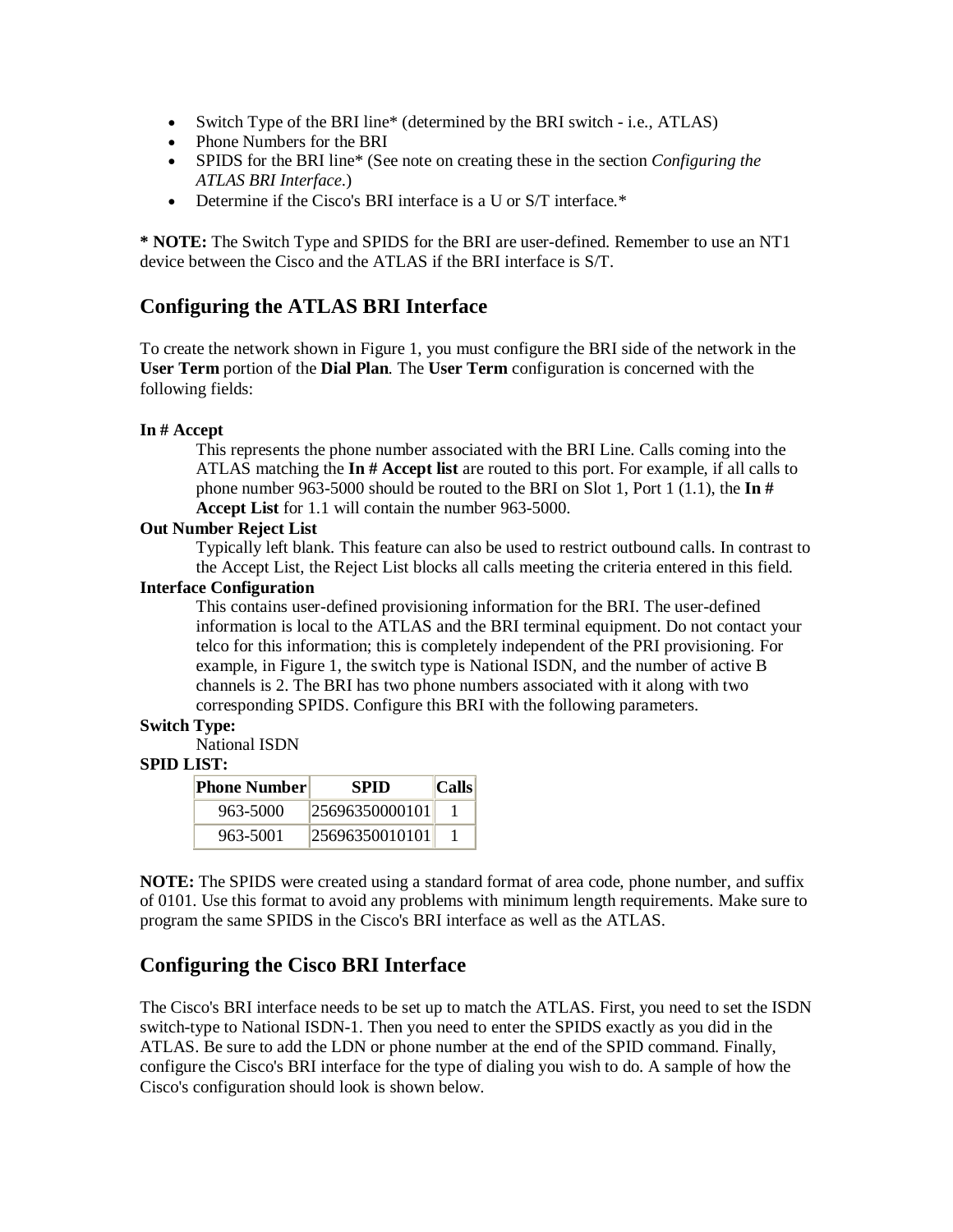- Switch Type of the BRI line* (determined by the BRI switch - i.e., ATLAS)
- Phone Numbers for the BRI
- SPIDS for the BRI line* (See note on creating these in the section *Configuring the ATLAS BRI Interface*.)
- Determine if the Cisco's BRI interface is a U or S/T interface.*

**\* NOTE:** The Switch Type and SPIDS for the BRI are user-defined. Remember to use an NT1 device between the Cisco and the ATLAS if the BRI interface is S/T.

## Configuring the ATLAS BRI Interface

To create the network shown in Figure 1, you must configure the BRI side of the network in the **User Term** portion of the **Dial Plan**. The **User Term** configuration is concerned with the following fields:

**In # Accept**
: This represents the phone number associated with the BRI Line. Calls coming into the ATLAS matching the **In # Accept list** are routed to this port. For example, if all calls to phone number 963-5000 should be routed to the BRI on Slot 1, Port 1 (1.1), the **In # Accept List** for 1.1 will contain the number 963-5000.

**Out Number Reject List**
: Typically left blank. This feature can also be used to restrict outbound calls. In contrast to the Accept List, the Reject List blocks all calls meeting the criteria entered in this field.

**Interface Configuration**
: This contains user-defined provisioning information for the BRI. The user-defined information is local to the ATLAS and the BRI terminal equipment. Do not contact your telco for this information; this is completely independent of the PRI provisioning. For example, in Figure 1, the switch type is National ISDN, and the number of active B channels is 2. The BRI has two phone numbers associated with it along with two corresponding SPIDS. Configure this BRI with the following parameters.

**Switch Type:**
: National ISDN

**SPID LIST:**

| Phone Number | SPID | Calls |
|---|---|---|
| 963-5000 | 25696350000101 | 1 |
| 963-5001 | 25696350010101 | 1 |

**NOTE:** The SPIDS were created using a standard format of area code, phone number, and suffix of 0101. Use this format to avoid any problems with minimum length requirements. Make sure to program the same SPIDS in the Cisco's BRI interface as well as the ATLAS.

## Configuring the Cisco BRI Interface

The Cisco's BRI interface needs to be set up to match the ATLAS. First, you need to set the ISDN switch-type to National ISDN-1. Then you need to enter the SPIDS exactly as you did in the ATLAS. Be sure to add the LDN or phone number at the end of the SPID command. Finally, configure the Cisco's BRI interface for the type of dialing you wish to do. A sample of how the Cisco's configuration should look is shown below.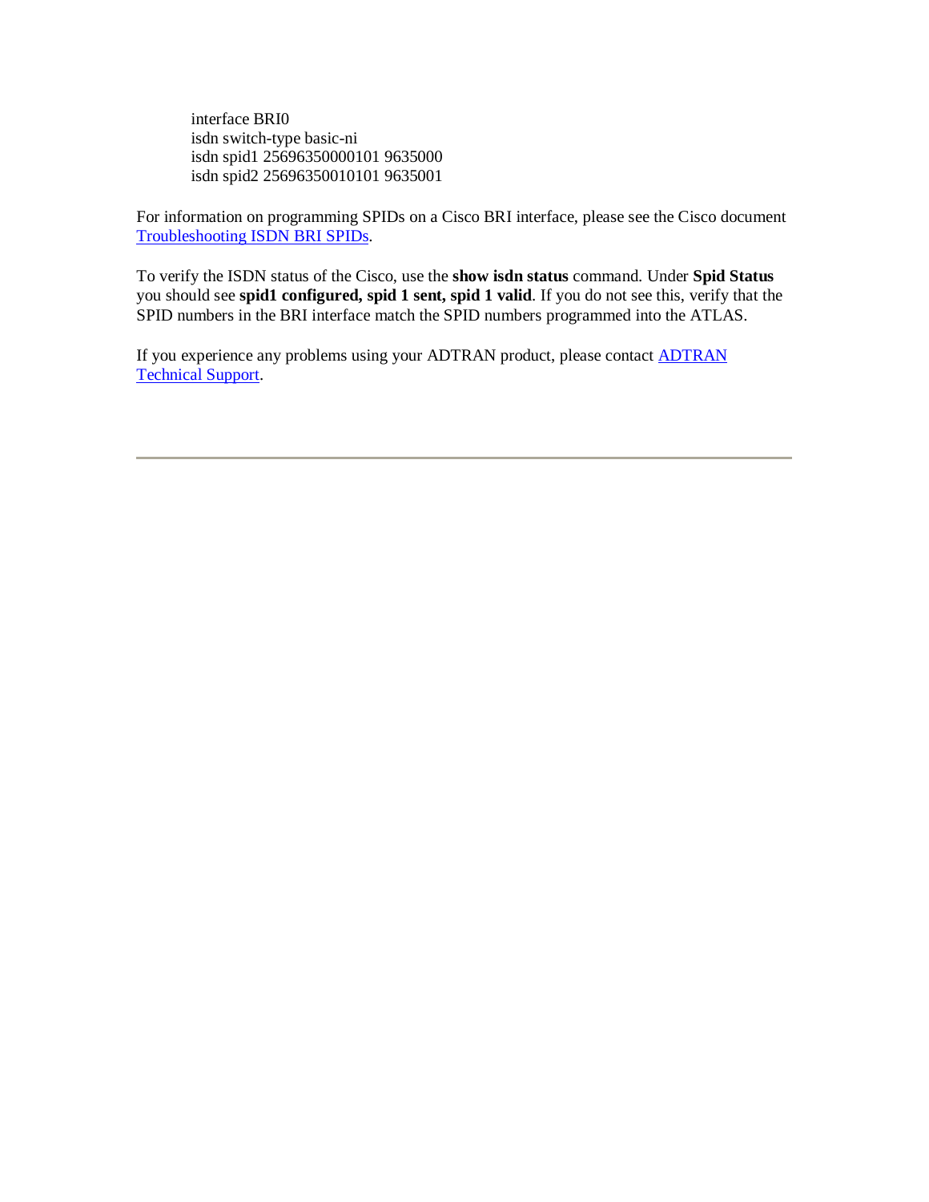```
interface BRI0
isdn switch-type basic-ni
isdn spid1 25696350000101 9635000
isdn spid2 25696350010101 9635001
```

For information on programming SPIDs on a Cisco BRI interface, please see the Cisco document [Troubleshooting ISDN BRI SPIDs](#).

To verify the ISDN status of the Cisco, use the **show isdn status** command. Under **Spid Status** you should see **spid1 configured, spid 1 sent, spid 1 valid**. If you do not see this, verify that the SPID numbers in the BRI interface match the SPID numbers programmed into the ATLAS.

If you experience any problems using your ADTRAN product, please contact [ADTRAN Technical Support](#).

---